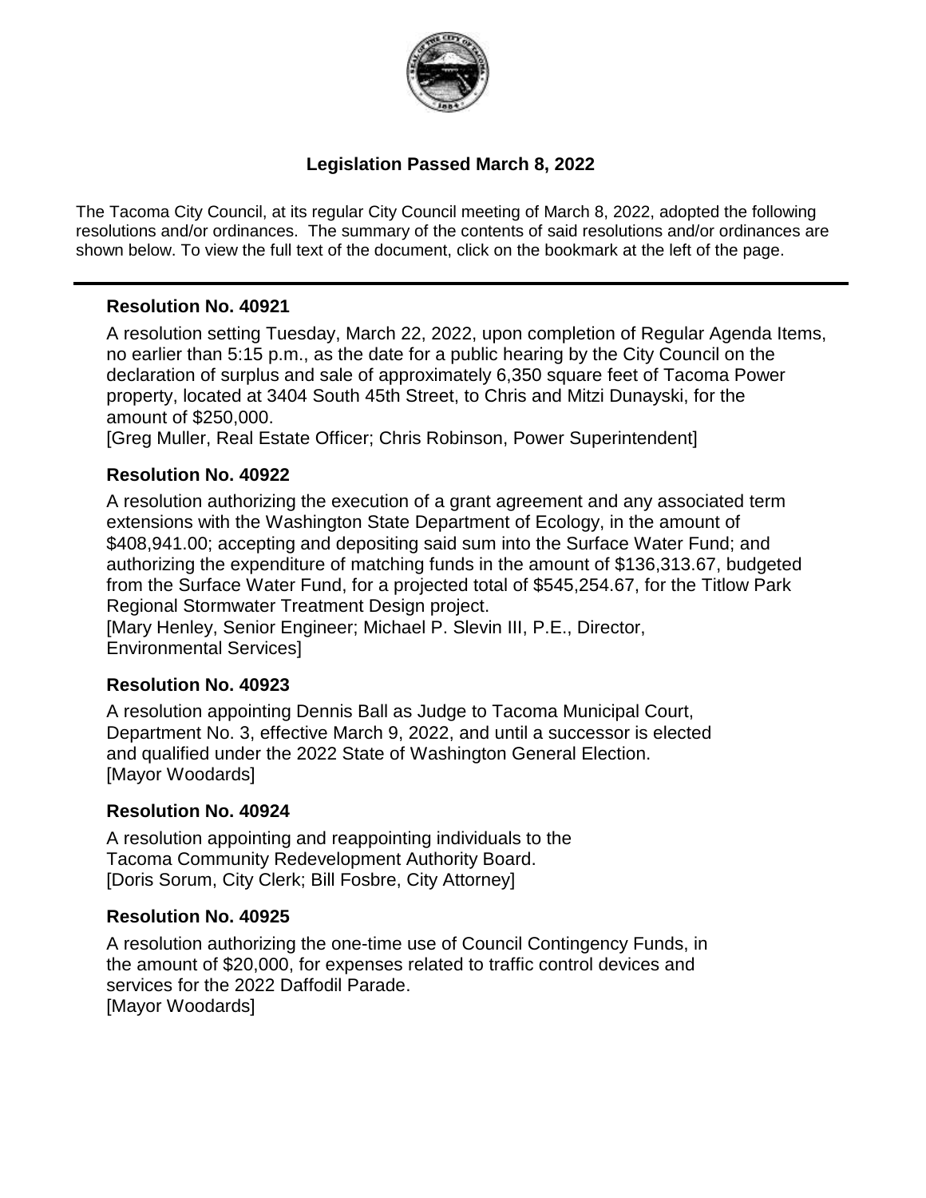# Legislation Passed March 8, 2022

The Tacoma City Council, at its regular City Council meeting of March 8, 2022, adopted the following resolutions and/or ordinances. The summary of the contents of said resolutions and/or ordinances are shown below. To view the full text of the document, click on the bookmark at the left of the page.

---

### Resolution No. 40921

A resolution setting Tuesday, March 22, 2022, upon completion of Regular Agenda Items, no earlier than 5:15 p.m., as the date for a public hearing by the City Council on the declaration of surplus and sale of approximately 6,350 square feet of Tacoma Power property, located at 3404 South 45th Street, to Chris and Mitzi Dunayski, for the amount of $250,000.
[Greg Muller, Real Estate Officer; Chris Robinson, Power Superintendent]

### Resolution No. 40922

A resolution authorizing the execution of a grant agreement and any associated term extensions with the Washington State Department of Ecology, in the amount of $408,941.00; accepting and depositing said sum into the Surface Water Fund; and authorizing the expenditure of matching funds in the amount of $136,313.67, budgeted from the Surface Water Fund, for a projected total of $545,254.67, for the Titlow Park Regional Stormwater Treatment Design project.
[Mary Henley, Senior Engineer; Michael P. Slevin III, P.E., Director, Environmental Services]

### Resolution No. 40923

A resolution appointing Dennis Ball as Judge to Tacoma Municipal Court, Department No. 3, effective March 9, 2022, and until a successor is elected and qualified under the 2022 State of Washington General Election.
[Mayor Woodards]

### Resolution No. 40924

A resolution appointing and reappointing individuals to the Tacoma Community Redevelopment Authority Board.
[Doris Sorum, City Clerk; Bill Fosbre, City Attorney]

### Resolution No. 40925

A resolution authorizing the one-time use of Council Contingency Funds, in the amount of $20,000, for expenses related to traffic control devices and services for the 2022 Daffodil Parade.
[Mayor Woodards]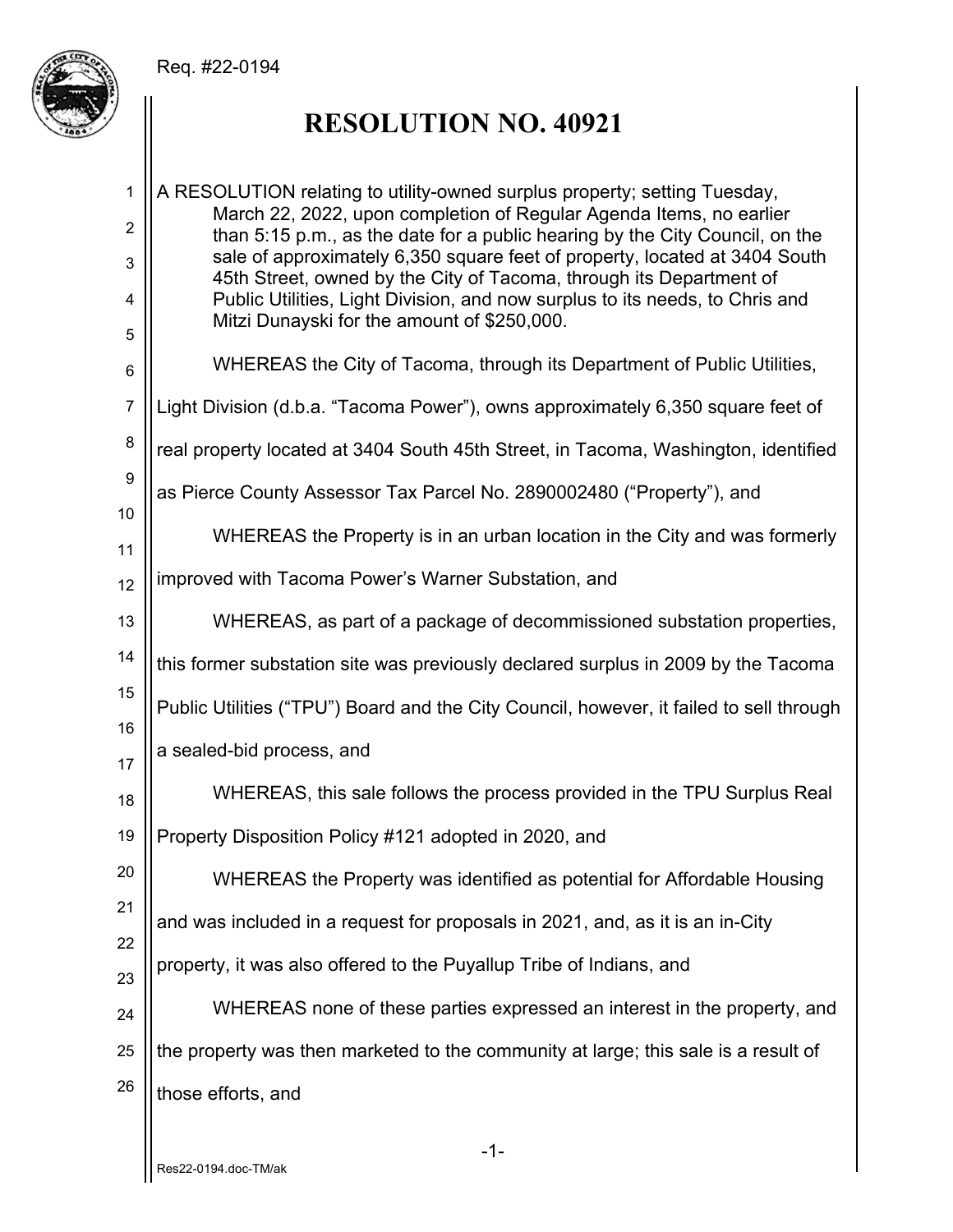Req. #22-0194

# RESOLUTION NO. 40921

A RESOLUTION relating to utility-owned surplus property; setting Tuesday, March 22, 2022, upon completion of Regular Agenda Items, no earlier than 5:15 p.m., as the date for a public hearing by the City Council, on the sale of approximately 6,350 square feet of property, located at 3404 South 45th Street, owned by the City of Tacoma, through its Department of Public Utilities, Light Division, and now surplus to its needs, to Chris and Mitzi Dunayski for the amount of $250,000.

WHEREAS the City of Tacoma, through its Department of Public Utilities, Light Division (d.b.a. "Tacoma Power"), owns approximately 6,350 square feet of real property located at 3404 South 45th Street, in Tacoma, Washington, identified as Pierce County Assessor Tax Parcel No. 2890002480 ("Property"), and

WHEREAS the Property is in an urban location in the City and was formerly improved with Tacoma Power's Warner Substation, and

WHEREAS, as part of a package of decommissioned substation properties, this former substation site was previously declared surplus in 2009 by the Tacoma Public Utilities ("TPU") Board and the City Council, however, it failed to sell through a sealed-bid process, and

WHEREAS, this sale follows the process provided in the TPU Surplus Real Property Disposition Policy #121 adopted in 2020, and

WHEREAS the Property was identified as potential for Affordable Housing and was included in a request for proposals in 2021, and, as it is an in-City property, it was also offered to the Puyallup Tribe of Indians, and

WHEREAS none of these parties expressed an interest in the property, and the property was then marketed to the community at large; this sale is a result of those efforts, and

Res22-0194.doc-TM/ak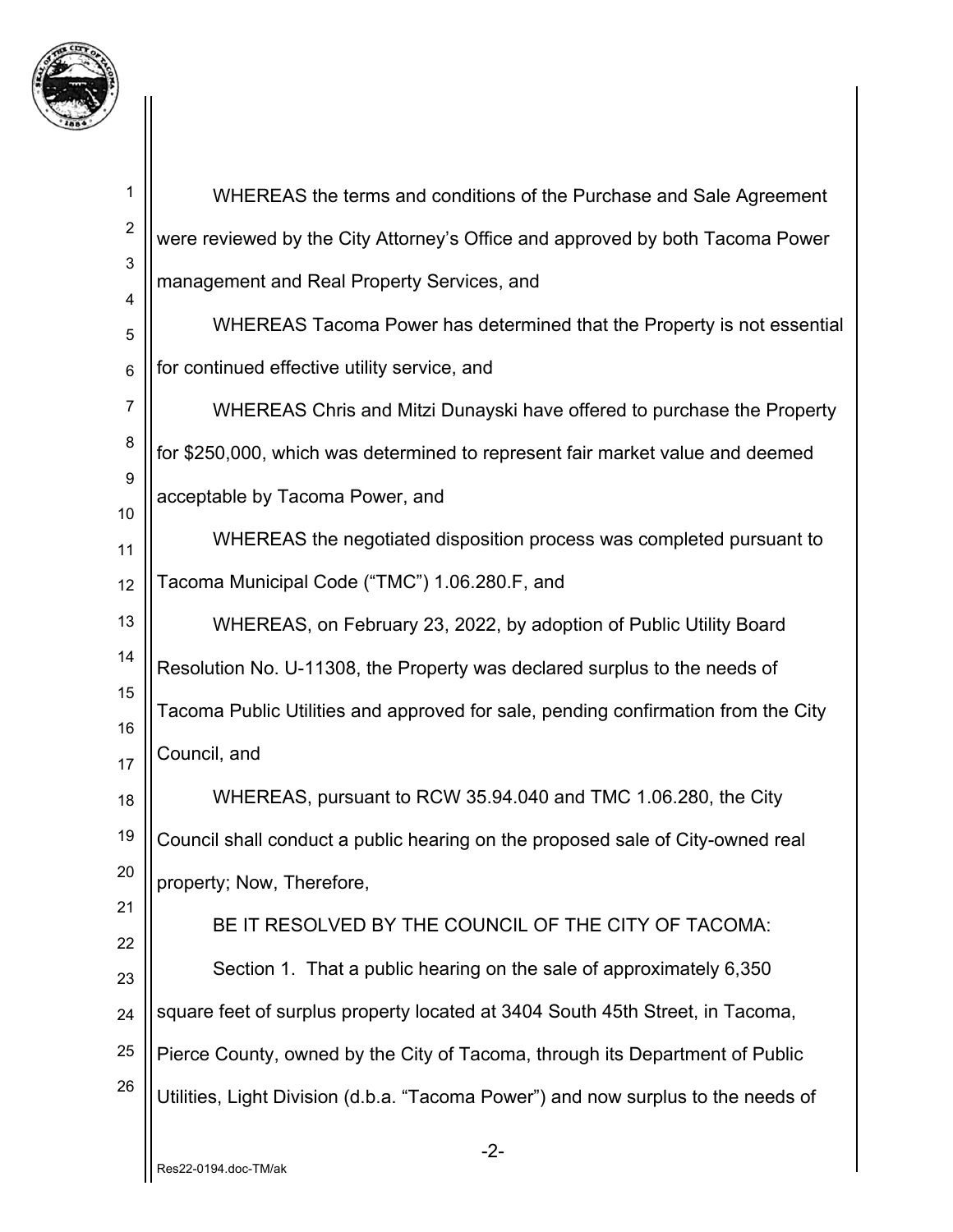WHEREAS the terms and conditions of the Purchase and Sale Agreement were reviewed by the City Attorney's Office and approved by both Tacoma Power management and Real Property Services, and

WHEREAS Tacoma Power has determined that the Property is not essential for continued effective utility service, and

WHEREAS Chris and Mitzi Dunayski have offered to purchase the Property for $250,000, which was determined to represent fair market value and deemed acceptable by Tacoma Power, and

WHEREAS the negotiated disposition process was completed pursuant to Tacoma Municipal Code ("TMC") 1.06.280.F, and

WHEREAS, on February 23, 2022, by adoption of Public Utility Board Resolution No. U-11308, the Property was declared surplus to the needs of Tacoma Public Utilities and approved for sale, pending confirmation from the City Council, and

WHEREAS, pursuant to RCW 35.94.040 and TMC 1.06.280, the City Council shall conduct a public hearing on the proposed sale of City-owned real property; Now, Therefore,

BE IT RESOLVED BY THE COUNCIL OF THE CITY OF TACOMA:

Section 1. That a public hearing on the sale of approximately 6,350 square feet of surplus property located at 3404 South 45th Street, in Tacoma, Pierce County, owned by the City of Tacoma, through its Department of Public Utilities, Light Division (d.b.a. "Tacoma Power") and now surplus to the needs of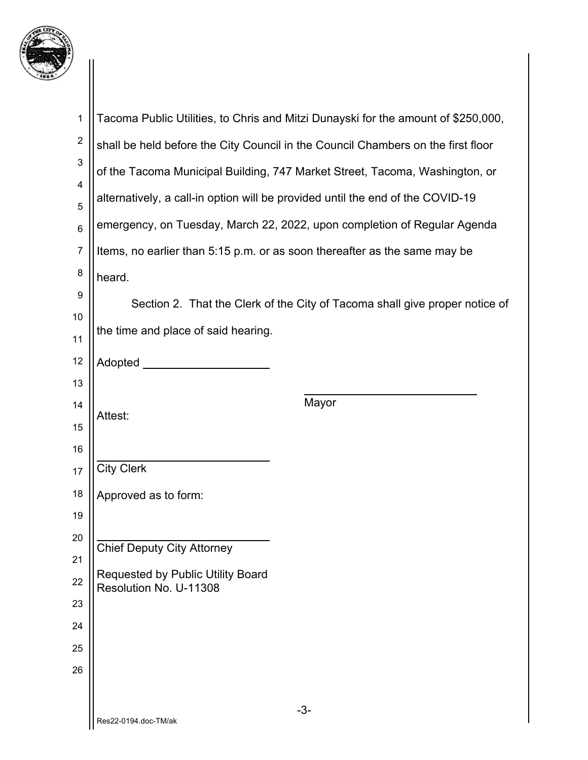Tacoma Public Utilities, to Chris and Mitzi Dunayski for the amount of $250,000, shall be held before the City Council in the Council Chambers on the first floor of the Tacoma Municipal Building, 747 Market Street, Tacoma, Washington, or alternatively, a call-in option will be provided until the end of the COVID-19 emergency, on Tuesday, March 22, 2022, upon completion of Regular Agenda Items, no earlier than 5:15 p.m. or as soon thereafter as the same may be heard.

Section 2. That the Clerk of the City of Tacoma shall give proper notice of the time and place of said hearing.

Adopted ____________________

____________________________
Mayor

Attest:

____________________________
City Clerk

Approved as to form:

____________________________
Chief Deputy City Attorney

Requested by Public Utility Board
Resolution No. U-11308

Res22-0194.doc-TM/ak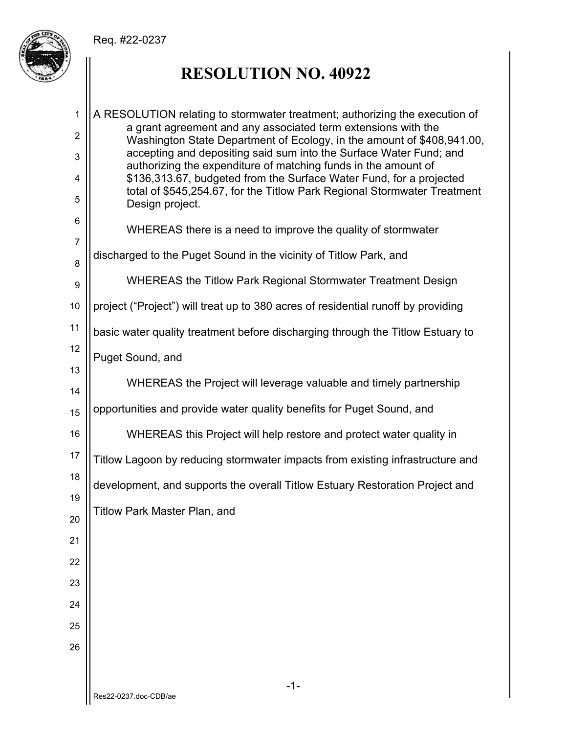Req. #22-0237

# RESOLUTION NO. 40922

A RESOLUTION relating to stormwater treatment; authorizing the execution of a grant agreement and any associated term extensions with the Washington State Department of Ecology, in the amount of $408,941.00, accepting and depositing said sum into the Surface Water Fund; and authorizing the expenditure of matching funds in the amount of $136,313.67, budgeted from the Surface Water Fund, for a projected total of $545,254.67, for the Titlow Park Regional Stormwater Treatment Design project.

WHEREAS there is a need to improve the quality of stormwater discharged to the Puget Sound in the vicinity of Titlow Park, and

WHEREAS the Titlow Park Regional Stormwater Treatment Design project ("Project") will treat up to 380 acres of residential runoff by providing basic water quality treatment before discharging through the Titlow Estuary to Puget Sound, and

WHEREAS the Project will leverage valuable and timely partnership opportunities and provide water quality benefits for Puget Sound, and

WHEREAS this Project will help restore and protect water quality in Titlow Lagoon by reducing stormwater impacts from existing infrastructure and development, and supports the overall Titlow Estuary Restoration Project and Titlow Park Master Plan, and

Res22-0237.doc-CDB/ae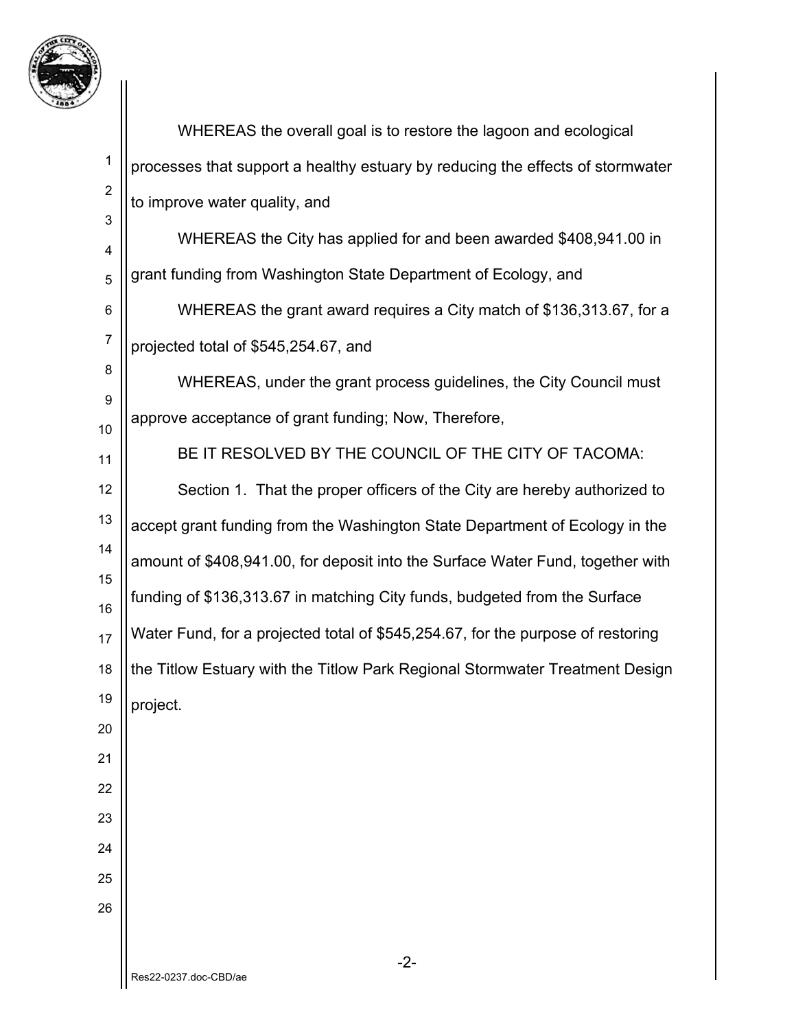WHEREAS the overall goal is to restore the lagoon and ecological processes that support a healthy estuary by reducing the effects of stormwater to improve water quality, and

WHEREAS the City has applied for and been awarded $408,941.00 in grant funding from Washington State Department of Ecology, and

WHEREAS the grant award requires a City match of $136,313.67, for a projected total of $545,254.67, and

WHEREAS, under the grant process guidelines, the City Council must approve acceptance of grant funding; Now, Therefore,

BE IT RESOLVED BY THE COUNCIL OF THE CITY OF TACOMA:

Section 1. That the proper officers of the City are hereby authorized to accept grant funding from the Washington State Department of Ecology in the amount of $408,941.00, for deposit into the Surface Water Fund, together with funding of $136,313.67 in matching City funds, budgeted from the Surface Water Fund, for a projected total of $545,254.67, for the purpose of restoring the Titlow Estuary with the Titlow Park Regional Stormwater Treatment Design project.

Res22-0237.doc-CBD/ae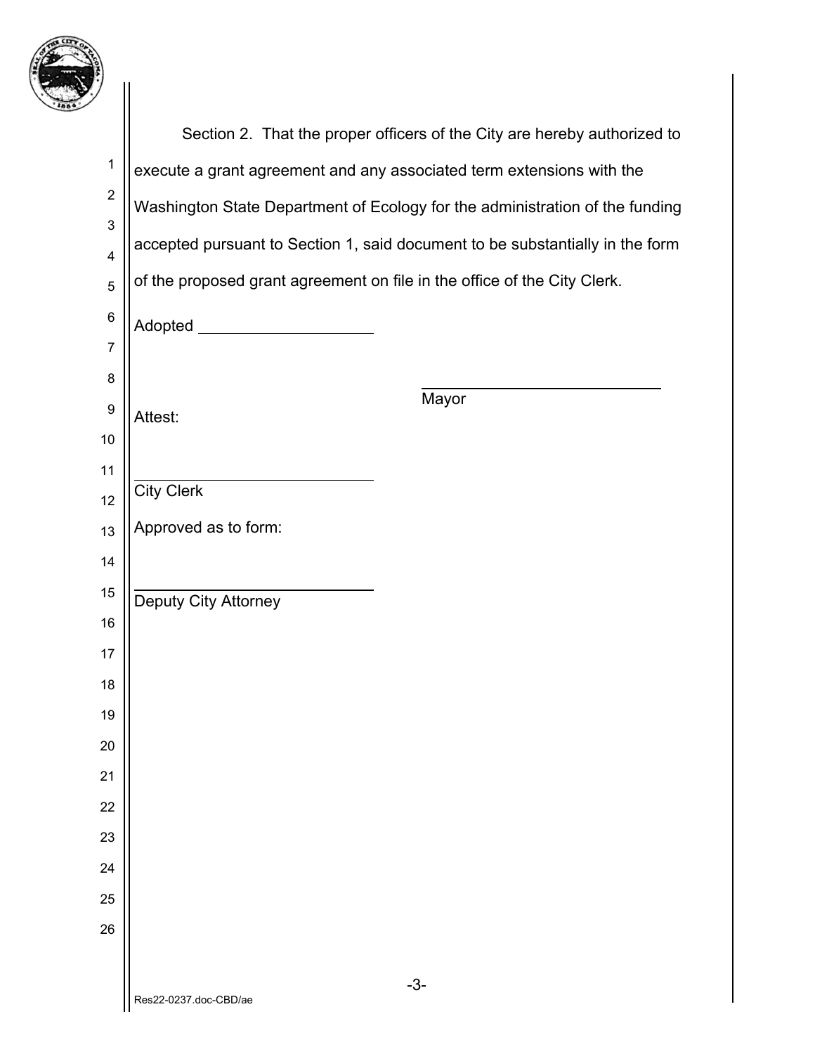Section 2. That the proper officers of the City are hereby authorized to execute a grant agreement and any associated term extensions with the Washington State Department of Ecology for the administration of the funding accepted pursuant to Section 1, said document to be substantially in the form of the proposed grant agreement on file in the office of the City Clerk.

Adopted ____________________

_____________________________
Mayor

Attest:

_____________________________
City Clerk

Approved as to form:

_____________________________
Deputy City Attorney

Res22-0237.doc-CBD/ae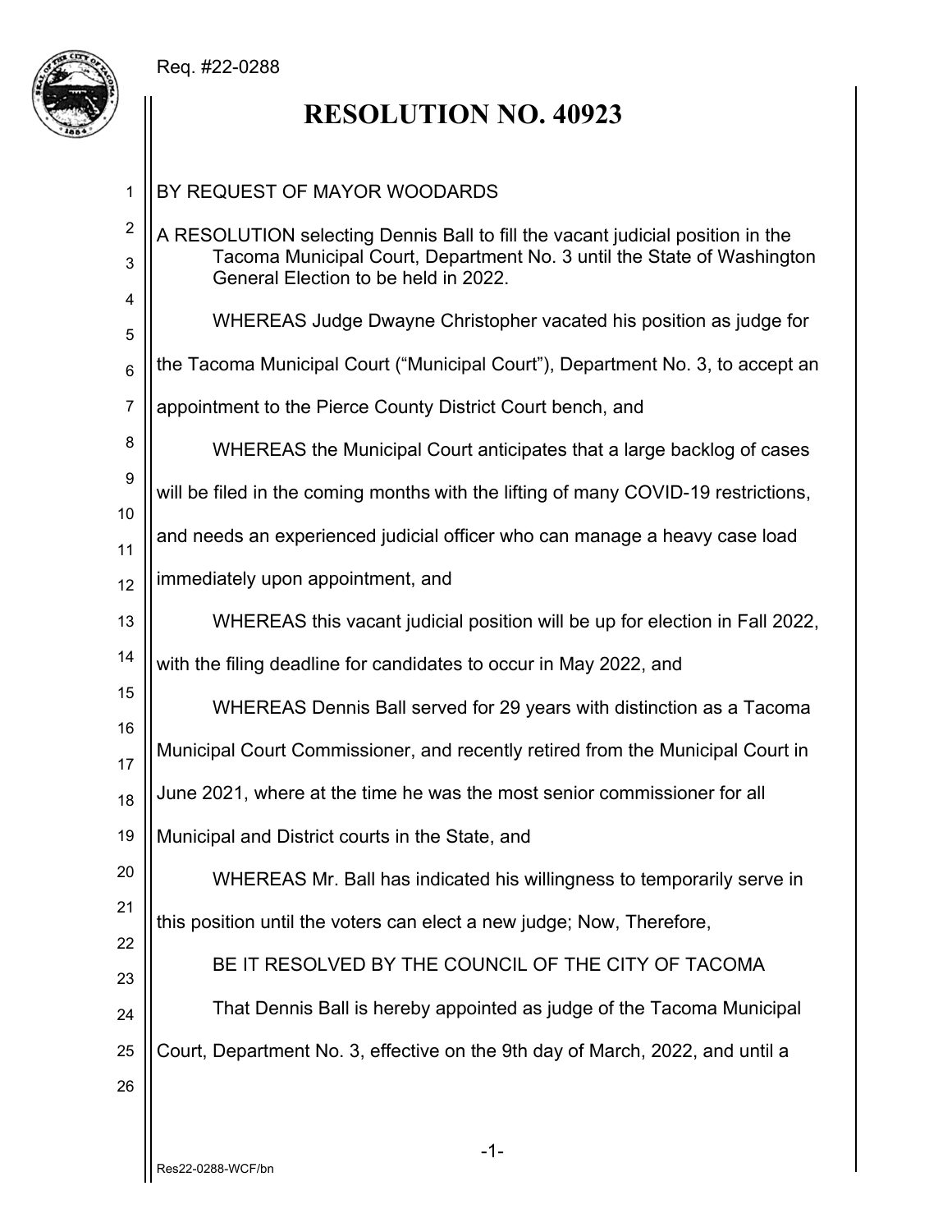Req. #22-0288

# RESOLUTION NO. 40923

BY REQUEST OF MAYOR WOODARDS

A RESOLUTION selecting Dennis Ball to fill the vacant judicial position in the Tacoma Municipal Court, Department No. 3 until the State of Washington General Election to be held in 2022.

WHEREAS Judge Dwayne Christopher vacated his position as judge for the Tacoma Municipal Court ("Municipal Court"), Department No. 3, to accept an appointment to the Pierce County District Court bench, and

WHEREAS the Municipal Court anticipates that a large backlog of cases will be filed in the coming months with the lifting of many COVID-19 restrictions, and needs an experienced judicial officer who can manage a heavy case load immediately upon appointment, and

WHEREAS this vacant judicial position will be up for election in Fall 2022, with the filing deadline for candidates to occur in May 2022, and

WHEREAS Dennis Ball served for 29 years with distinction as a Tacoma Municipal Court Commissioner, and recently retired from the Municipal Court in June 2021, where at the time he was the most senior commissioner for all Municipal and District courts in the State, and

WHEREAS Mr. Ball has indicated his willingness to temporarily serve in this position until the voters can elect a new judge; Now, Therefore,

BE IT RESOLVED BY THE COUNCIL OF THE CITY OF TACOMA

That Dennis Ball is hereby appointed as judge of the Tacoma Municipal Court, Department No. 3, effective on the 9th day of March, 2022, and until a

Res22-0288-WCF/bn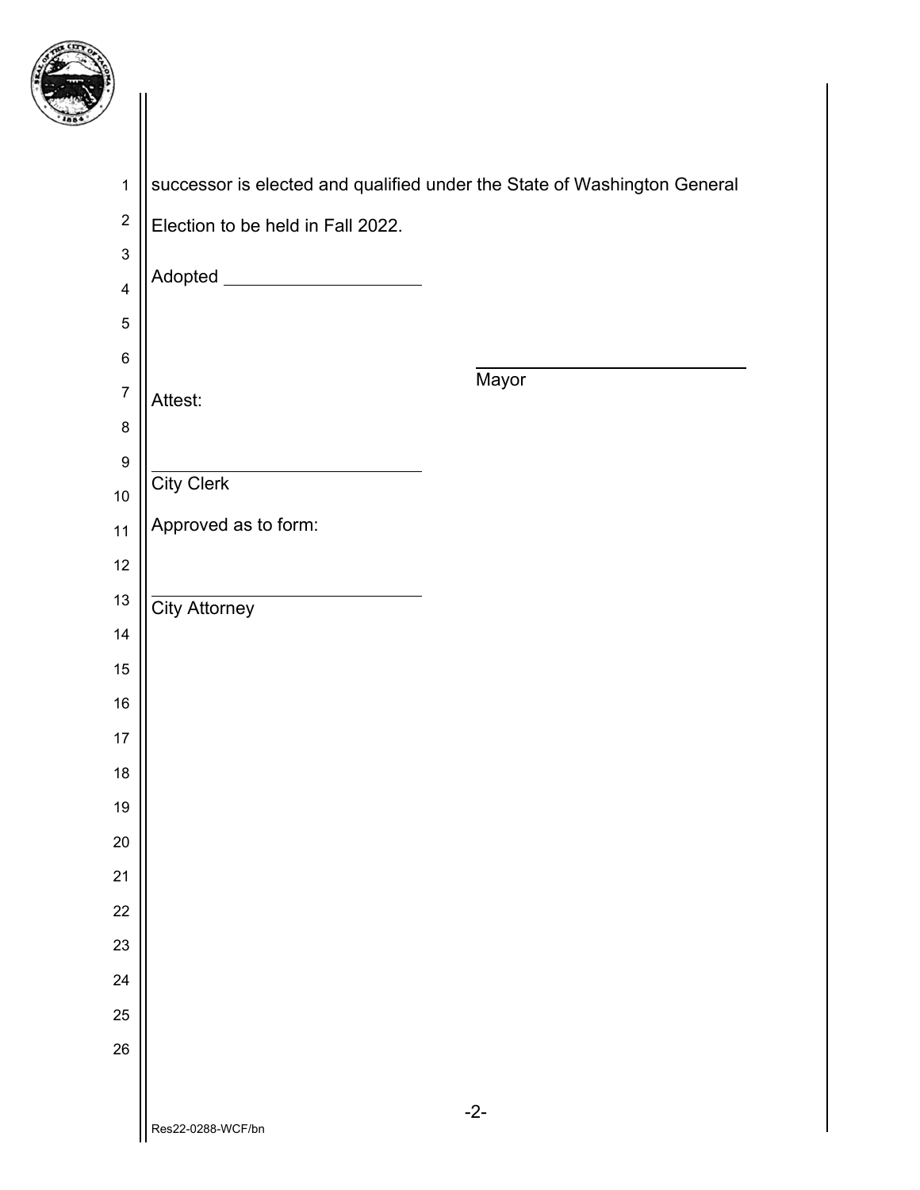successor is elected and qualified under the State of Washington General Election to be held in Fall 2022.

Adopted ____________________

____________________________
Mayor

Attest:

____________________________
City Clerk

Approved as to form:

____________________________
City Attorney

Res22-0288-WCF/bn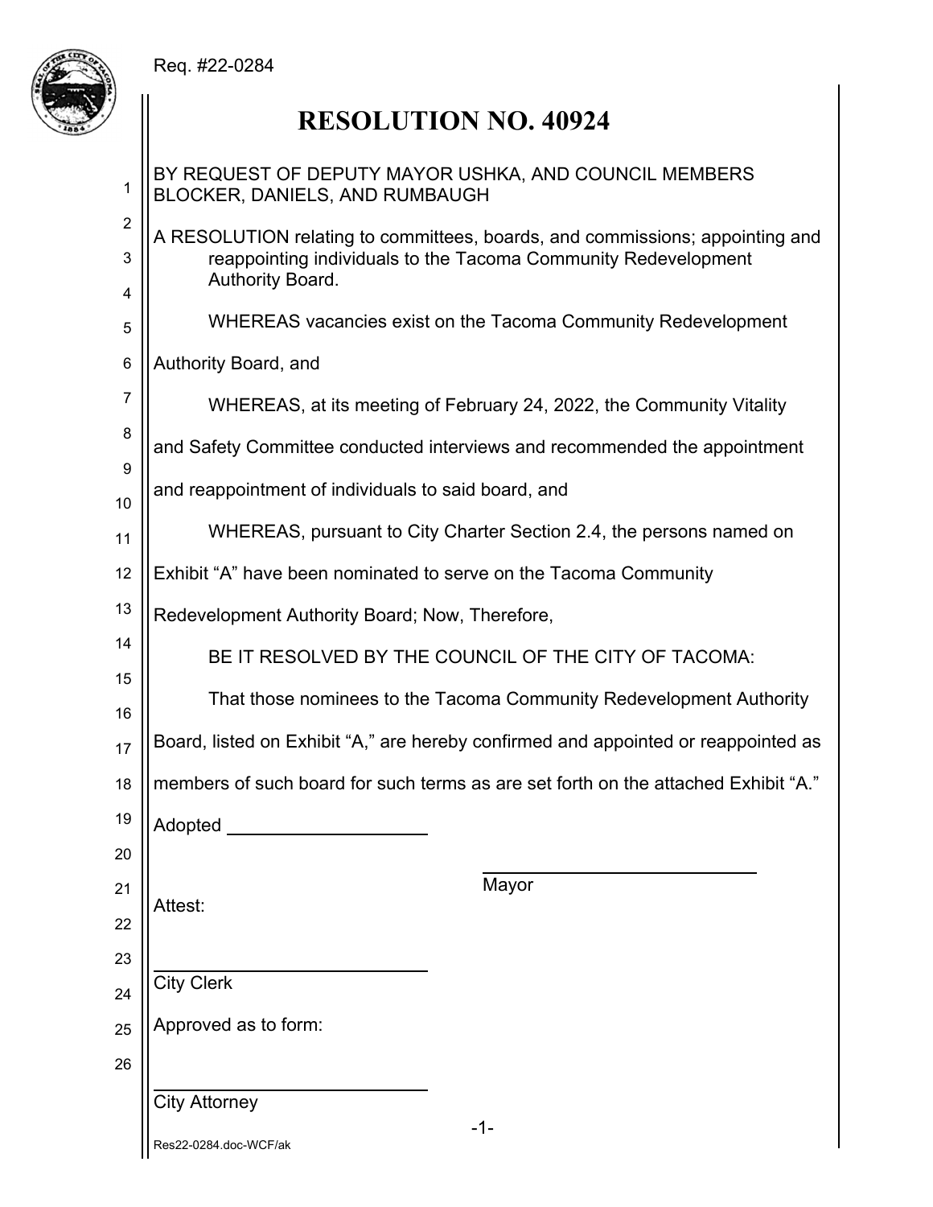Req. #22-0284

# RESOLUTION NO. 40924

BY REQUEST OF DEPUTY MAYOR USHKA, AND COUNCIL MEMBERS BLOCKER, DANIELS, AND RUMBAUGH

A RESOLUTION relating to committees, boards, and commissions; appointing and reappointing individuals to the Tacoma Community Redevelopment Authority Board.

WHEREAS vacancies exist on the Tacoma Community Redevelopment Authority Board, and

WHEREAS, at its meeting of February 24, 2022, the Community Vitality and Safety Committee conducted interviews and recommended the appointment and reappointment of individuals to said board, and

WHEREAS, pursuant to City Charter Section 2.4, the persons named on Exhibit "A" have been nominated to serve on the Tacoma Community Redevelopment Authority Board; Now, Therefore,

BE IT RESOLVED BY THE COUNCIL OF THE CITY OF TACOMA:

That those nominees to the Tacoma Community Redevelopment Authority Board, listed on Exhibit "A," are hereby confirmed and appointed or reappointed as members of such board for such terms as are set forth on the attached Exhibit "A."

Adopted ____________________

____________________________
Mayor

Attest:

____________________________
City Clerk

Approved as to form:

____________________________
City Attorney

Res22-0284.doc-WCF/ak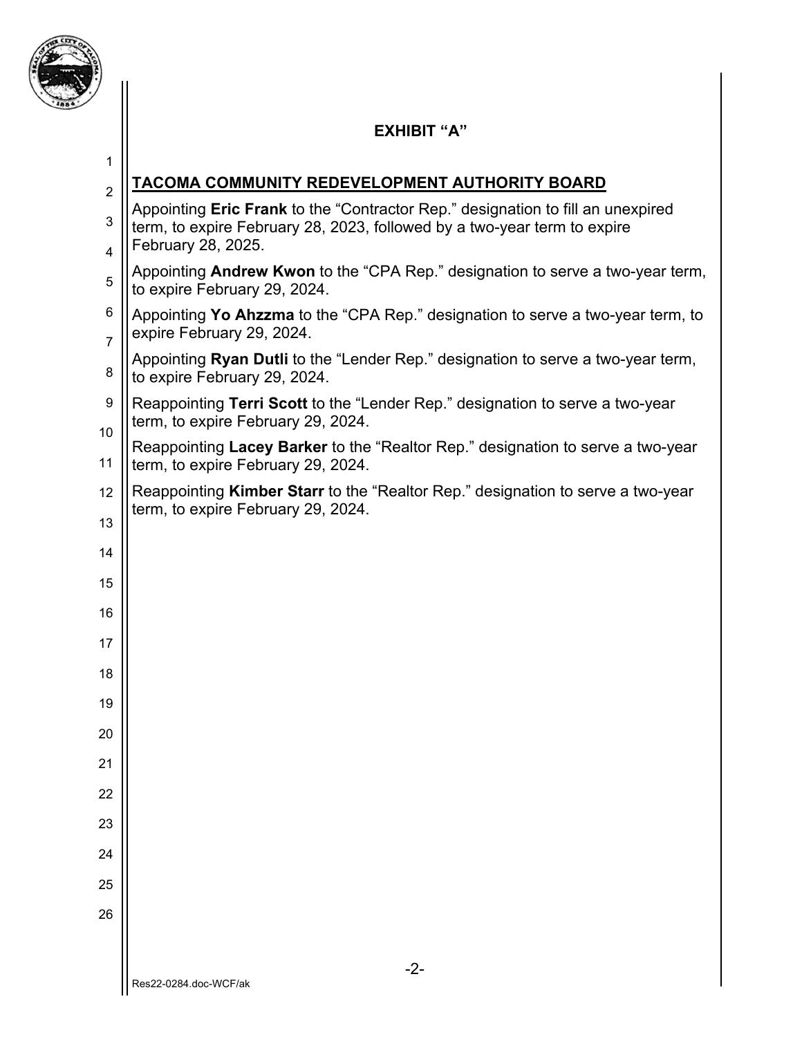## EXHIBIT "A"

**TACOMA COMMUNITY REDEVELOPMENT AUTHORITY BOARD**

Appointing **Eric Frank** to the "Contractor Rep." designation to fill an unexpired term, to expire February 28, 2023, followed by a two-year term to expire February 28, 2025.

Appointing **Andrew Kwon** to the "CPA Rep." designation to serve a two-year term, to expire February 29, 2024.

Appointing **Yo Ahzzma** to the "CPA Rep." designation to serve a two-year term, to expire February 29, 2024.

Appointing **Ryan Dutli** to the "Lender Rep." designation to serve a two-year term, to expire February 29, 2024.

Reappointing **Terri Scott** to the "Lender Rep." designation to serve a two-year term, to expire February 29, 2024.

Reappointing **Lacey Barker** to the "Realtor Rep." designation to serve a two-year term, to expire February 29, 2024.

Reappointing **Kimber Starr** to the "Realtor Rep." designation to serve a two-year term, to expire February 29, 2024.

Res22-0284.doc-WCF/ak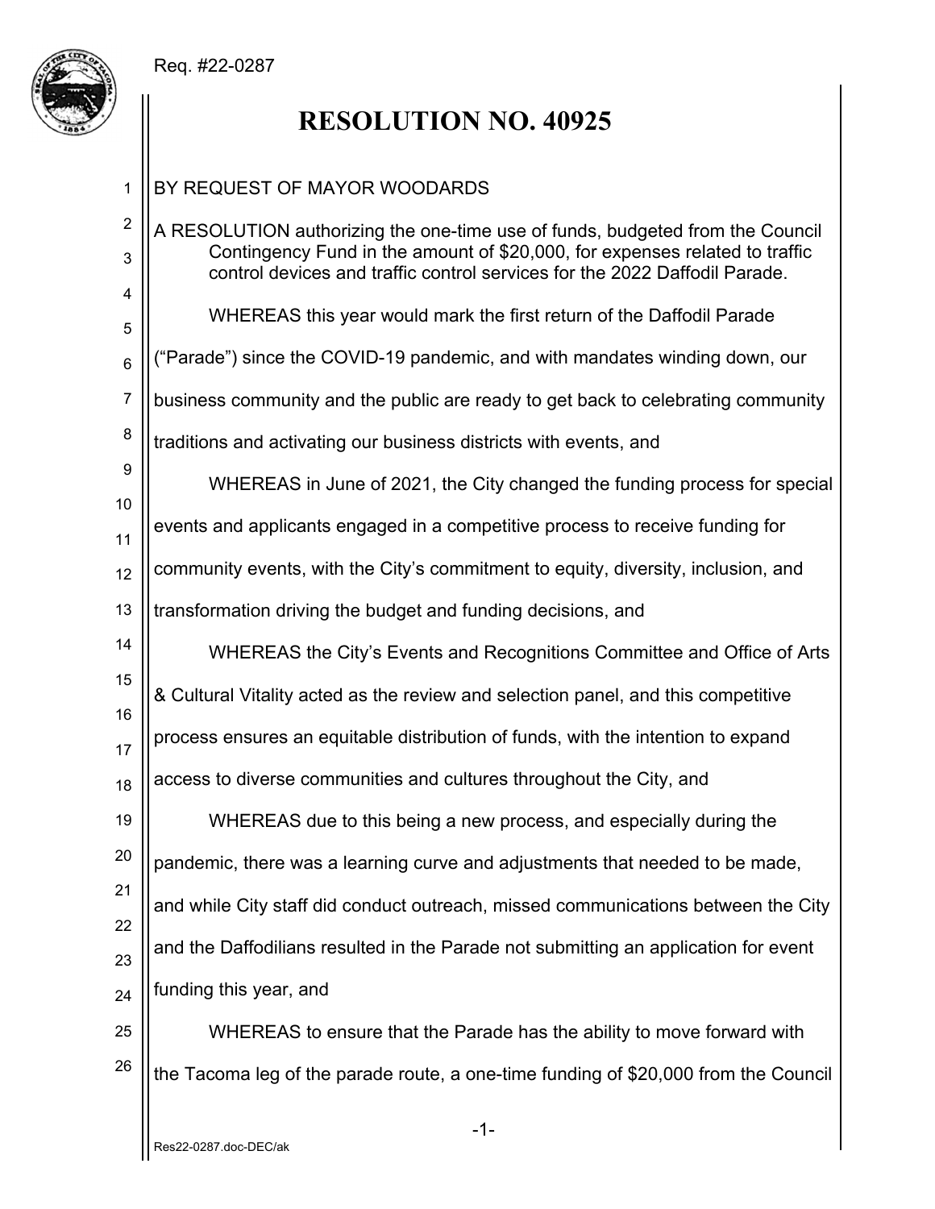Req. #22-0287

# RESOLUTION NO. 40925

BY REQUEST OF MAYOR WOODARDS

A RESOLUTION authorizing the one-time use of funds, budgeted from the Council Contingency Fund in the amount of $20,000, for expenses related to traffic control devices and traffic control services for the 2022 Daffodil Parade.

WHEREAS this year would mark the first return of the Daffodil Parade ("Parade") since the COVID-19 pandemic, and with mandates winding down, our business community and the public are ready to get back to celebrating community traditions and activating our business districts with events, and

WHEREAS in June of 2021, the City changed the funding process for special events and applicants engaged in a competitive process to receive funding for community events, with the City's commitment to equity, diversity, inclusion, and transformation driving the budget and funding decisions, and

WHEREAS the City's Events and Recognitions Committee and Office of Arts & Cultural Vitality acted as the review and selection panel, and this competitive process ensures an equitable distribution of funds, with the intention to expand access to diverse communities and cultures throughout the City, and

WHEREAS due to this being a new process, and especially during the pandemic, there was a learning curve and adjustments that needed to be made, and while City staff did conduct outreach, missed communications between the City and the Daffodilians resulted in the Parade not submitting an application for event funding this year, and

WHEREAS to ensure that the Parade has the ability to move forward with the Tacoma leg of the parade route, a one-time funding of $20,000 from the Council

Res22-0287.doc-DEC/ak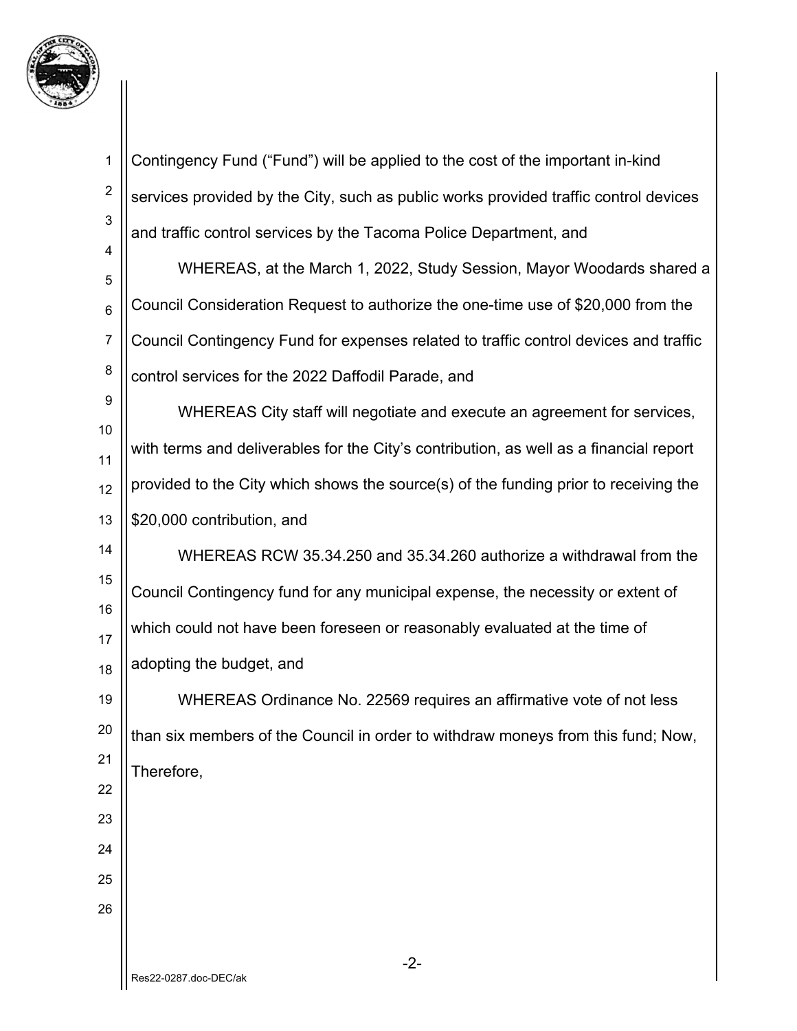Contingency Fund ("Fund") will be applied to the cost of the important in-kind services provided by the City, such as public works provided traffic control devices and traffic control services by the Tacoma Police Department, and

WHEREAS, at the March 1, 2022, Study Session, Mayor Woodards shared a Council Consideration Request to authorize the one-time use of $20,000 from the Council Contingency Fund for expenses related to traffic control devices and traffic control services for the 2022 Daffodil Parade, and

WHEREAS City staff will negotiate and execute an agreement for services, with terms and deliverables for the City's contribution, as well as a financial report provided to the City which shows the source(s) of the funding prior to receiving the $20,000 contribution, and

WHEREAS RCW 35.34.250 and 35.34.260 authorize a withdrawal from the Council Contingency fund for any municipal expense, the necessity or extent of which could not have been foreseen or reasonably evaluated at the time of adopting the budget, and

WHEREAS Ordinance No. 22569 requires an affirmative vote of not less than six members of the Council in order to withdraw moneys from this fund; Now, Therefore,

Res22-0287.doc-DEC/ak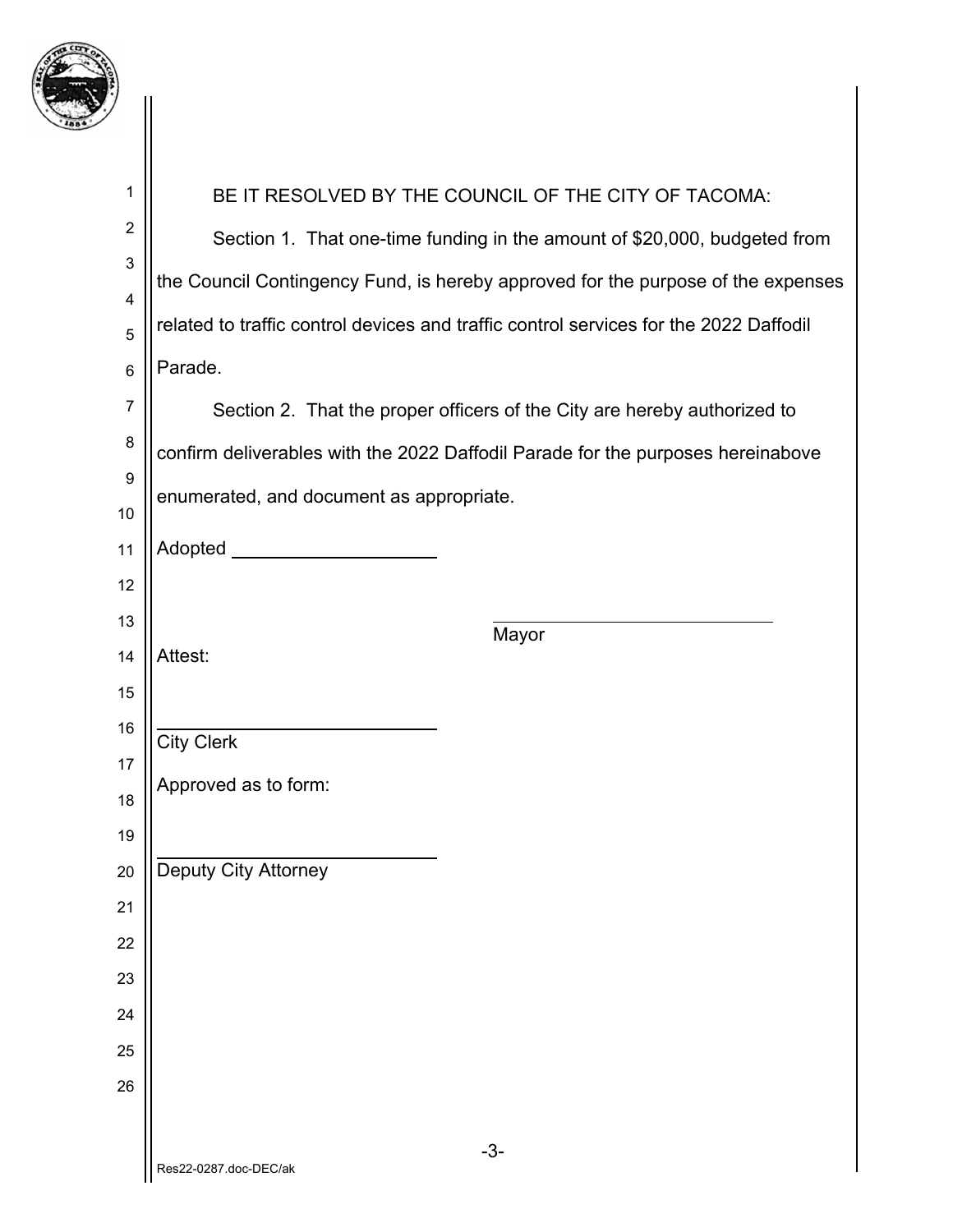BE IT RESOLVED BY THE COUNCIL OF THE CITY OF TACOMA:

Section 1. That one-time funding in the amount of $20,000, budgeted from the Council Contingency Fund, is hereby approved for the purpose of the expenses related to traffic control devices and traffic control services for the 2022 Daffodil Parade.

Section 2. That the proper officers of the City are hereby authorized to confirm deliverables with the 2022 Daffodil Parade for the purposes hereinabove enumerated, and document as appropriate.

Adopted ____________________

____________________________
Mayor

Attest:

____________________________
City Clerk

Approved as to form:

____________________________
Deputy City Attorney

Res22-0287.doc-DEC/ak